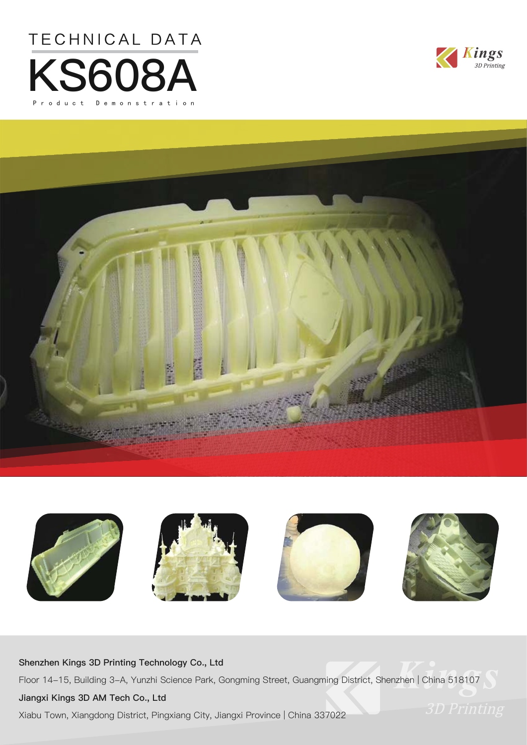TECHNICAL DATA

# KS608A

Product Demonstration

**Shenzhen Kings 3D Printing Technology Co., Ltd**

Floor 14–15, Building 3–A, Yunzhi Science Park, Gongming Street, Guangming District, Shenzhen | China 518107

**Jiangxi Kings 3D AM Tech Co., Ltd**

Xiabu Town, Xiangdong District, Pingxiang City, Jiangxi Province | China 337022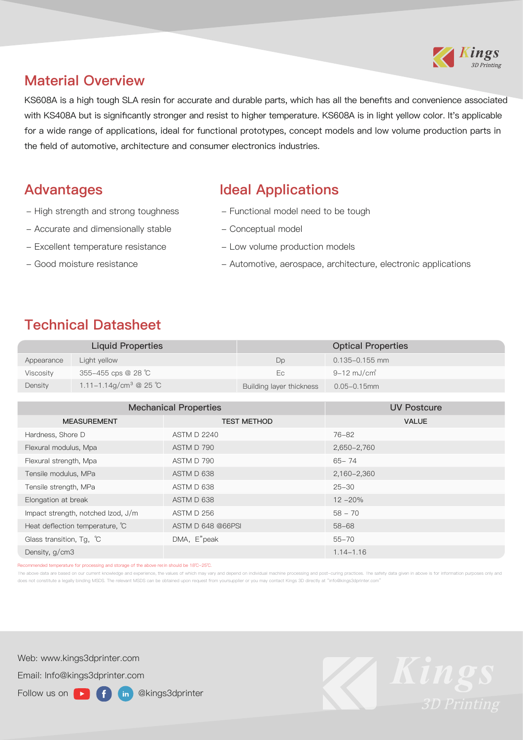## Material Overview

KS608A is a high tough SLA resin for accurate and durable parts, which has all the benefits and convenience associated with KS408A but is significantly stronger and resist to higher temperature. KS608A is in light yellow color. It's applicable for a wide range of applications, ideal for functional prototypes, concept models and low volume production parts in the field of automotive, architecture and consumer electronics industries.

## Advantages

- High strength and strong toughness
- Accurate and dimensionally stable
- Excellent temperature resistance
- Good moisture resistance

## Ideal Applications

- Functional model need to be tough
- Conceptual model
- Low volume production models
- Automotive, aerospace, architecture, electronic applications

## Technical Datasheet

| Liquid Properties | | Optical Properties | |
|---|---|---|---|
| Appearance | Light yellow | Dp | 0.135–0.155 mm |
| Viscosity | 355–455 cps @ 28 ℃ | Ec | 9–12 mJ/cm² |
| Density | 1.11–1.14g/cm³ @ 25 ℃ | Building layer thickness | 0.05–0.15mm |

| Mechanical Properties | | UV Postcure |
|---|---|---|
| MEASUREMENT | TEST METHOD | VALUE |
| Hardness, Shore D | ASTM D 2240 | 76–82 |
| Flexural modulus, Mpa | ASTM D 790 | 2,650–2,760 |
| Flexural strength, Mpa | ASTM D 790 | 65– 74 |
| Tensile modulus, MPa | ASTM D 638 | 2,160–2,360 |
| Tensile strength, MPa | ASTM D 638 | 25–30 |
| Elongation at break | ASTM D 638 | 12 –20% |
| Impact strength, notched Izod, J/m | ASTM D 256 | 58 – 70 |
| Heat deflection temperature, ℃ | ASTM D 648 @66PSI | 58–68 |
| Glass transition, Tg, ℃ | DMA, E"peak | 55–70 |
| Density, g/cm3 | | 1.14–1.16 |

Recommended temperature for processing and storage of the above resin should be 18℃–25℃.

The above data are based on our current knowledge and experience, the values of which may vary and depend on individual machine processing and post-curing practices. The safety data given in above is for information purposes only and does not constitute a legally binding MSDS. The relevant MSDS can be obtained upon request from yoursupplier or you may contact Kings 3D directly at "info@kings3dprinter.com"

Web: www.kings3dprinter.com

Email: Info@kings3dprinter.com

Follow us on @kings3dprinter